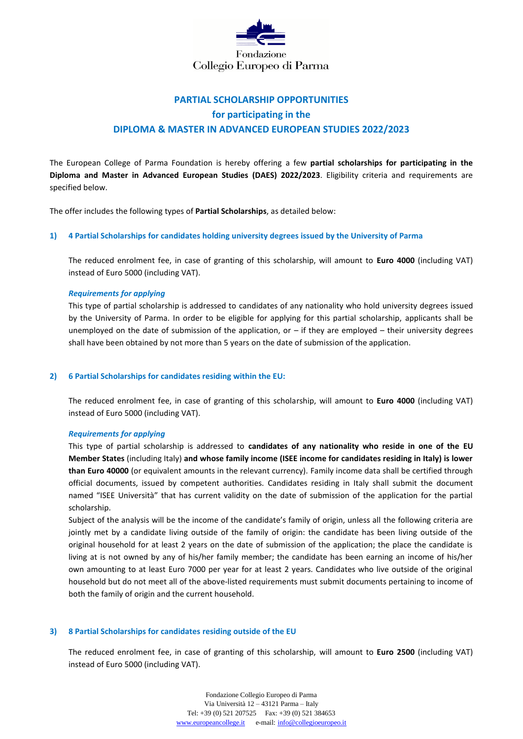Fondazione
Collegio Europeo di Parma

# PARTIAL SCHOLARSHIP OPPORTUNITIES
# for participating in the
# DIPLOMA & MASTER IN ADVANCED EUROPEAN STUDIES 2022/2023

The European College of Parma Foundation is hereby offering a few **partial scholarships for participating in the Diploma and Master in Advanced European Studies (DAES) 2022/2023**. Eligibility criteria and requirements are specified below.

The offer includes the following types of **Partial Scholarships**, as detailed below:

## 1) 4 Partial Scholarships for candidates holding university degrees issued by the University of Parma

The reduced enrolment fee, in case of granting of this scholarship, will amount to **Euro 4000** (including VAT) instead of Euro 5000 (including VAT).

***Requirements for applying***

This type of partial scholarship is addressed to candidates of any nationality who hold university degrees issued by the University of Parma. In order to be eligible for applying for this partial scholarship, applicants shall be unemployed on the date of submission of the application, or – if they are employed – their university degrees shall have been obtained by not more than 5 years on the date of submission of the application.

## 2) 6 Partial Scholarships for candidates residing within the EU:

The reduced enrolment fee, in case of granting of this scholarship, will amount to **Euro 4000** (including VAT) instead of Euro 5000 (including VAT).

***Requirements for applying***

This type of partial scholarship is addressed to **candidates of any nationality who reside in one of the EU Member States** (including Italy) **and whose family income (ISEE income for candidates residing in Italy) is lower than Euro 40000** (or equivalent amounts in the relevant currency). Family income data shall be certified through official documents, issued by competent authorities. Candidates residing in Italy shall submit the document named "ISEE Università" that has current validity on the date of submission of the application for the partial scholarship.

Subject of the analysis will be the income of the candidate's family of origin, unless all the following criteria are jointly met by a candidate living outside of the family of origin: the candidate has been living outside of the original household for at least 2 years on the date of submission of the application; the place the candidate is living at is not owned by any of his/her family member; the candidate has been earning an income of his/her own amounting to at least Euro 7000 per year for at least 2 years. Candidates who live outside of the original household but do not meet all of the above-listed requirements must submit documents pertaining to income of both the family of origin and the current household.

## 3) 8 Partial Scholarships for candidates residing outside of the EU

The reduced enrolment fee, in case of granting of this scholarship, will amount to **Euro 2500** (including VAT) instead of Euro 5000 (including VAT).

Fondazione Collegio Europeo di Parma
Via Università 12 – 43121 Parma – Italy
Tel: +39 (0) 521 207525 Fax: +39 (0) 521 384653
www.europeancollege.it e-mail: info@collegioeuropeo.it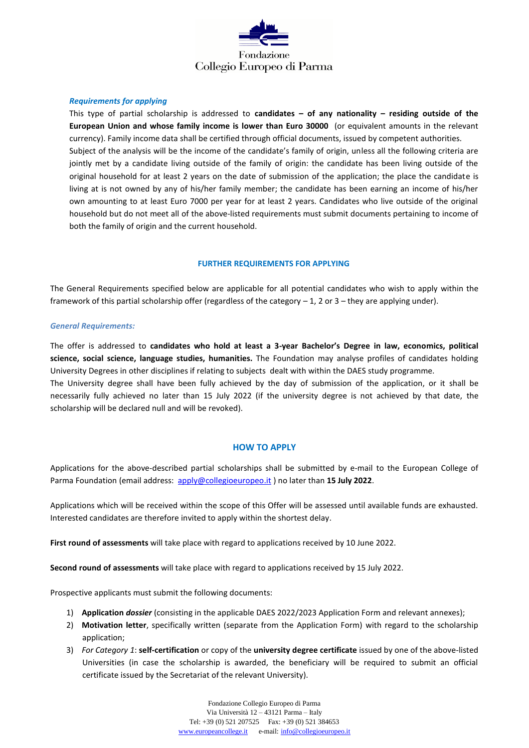***Requirements for applying***

This type of partial scholarship is addressed to **candidates – of any nationality – residing outside of the European Union and whose family income is lower than Euro 30000** (or equivalent amounts in the relevant currency). Family income data shall be certified through official documents, issued by competent authorities.

Subject of the analysis will be the income of the candidate's family of origin, unless all the following criteria are jointly met by a candidate living outside of the family of origin: the candidate has been living outside of the original household for at least 2 years on the date of submission of the application; the place the candidate is living at is not owned by any of his/her family member; the candidate has been earning an income of his/her own amounting to at least Euro 7000 per year for at least 2 years. Candidates who live outside of the original household but do not meet all of the above-listed requirements must submit documents pertaining to income of both the family of origin and the current household.

## FURTHER REQUIREMENTS FOR APPLYING

The General Requirements specified below are applicable for all potential candidates who wish to apply within the framework of this partial scholarship offer (regardless of the category – 1, 2 or 3 – they are applying under).

***General Requirements:***

The offer is addressed to **candidates who hold at least a 3-year Bachelor's Degree in law, economics, political science, social science, language studies, humanities.** The Foundation may analyse profiles of candidates holding University Degrees in other disciplines if relating to subjects dealt with within the DAES study programme.

The University degree shall have been fully achieved by the day of submission of the application, or it shall be necessarily fully achieved no later than 15 July 2022 (if the university degree is not achieved by that date, the scholarship will be declared null and will be revoked).

## HOW TO APPLY

Applications for the above-described partial scholarships shall be submitted by e-mail to the European College of Parma Foundation (email address: apply@collegioeuropeo.it ) no later than **15 July 2022**.

Applications which will be received within the scope of this Offer will be assessed until available funds are exhausted. Interested candidates are therefore invited to apply within the shortest delay.

**First round of assessments** will take place with regard to applications received by 10 June 2022.

**Second round of assessments** will take place with regard to applications received by 15 July 2022.

Prospective applicants must submit the following documents:

1) **Application *dossier*** (consisting in the applicable DAES 2022/2023 Application Form and relevant annexes);
2) **Motivation letter**, specifically written (separate from the Application Form) with regard to the scholarship application;
3) *For Category 1*: **self-certification** or copy of the **university degree certificate** issued by one of the above-listed Universities (in case the scholarship is awarded, the beneficiary will be required to submit an official certificate issued by the Secretariat of the relevant University).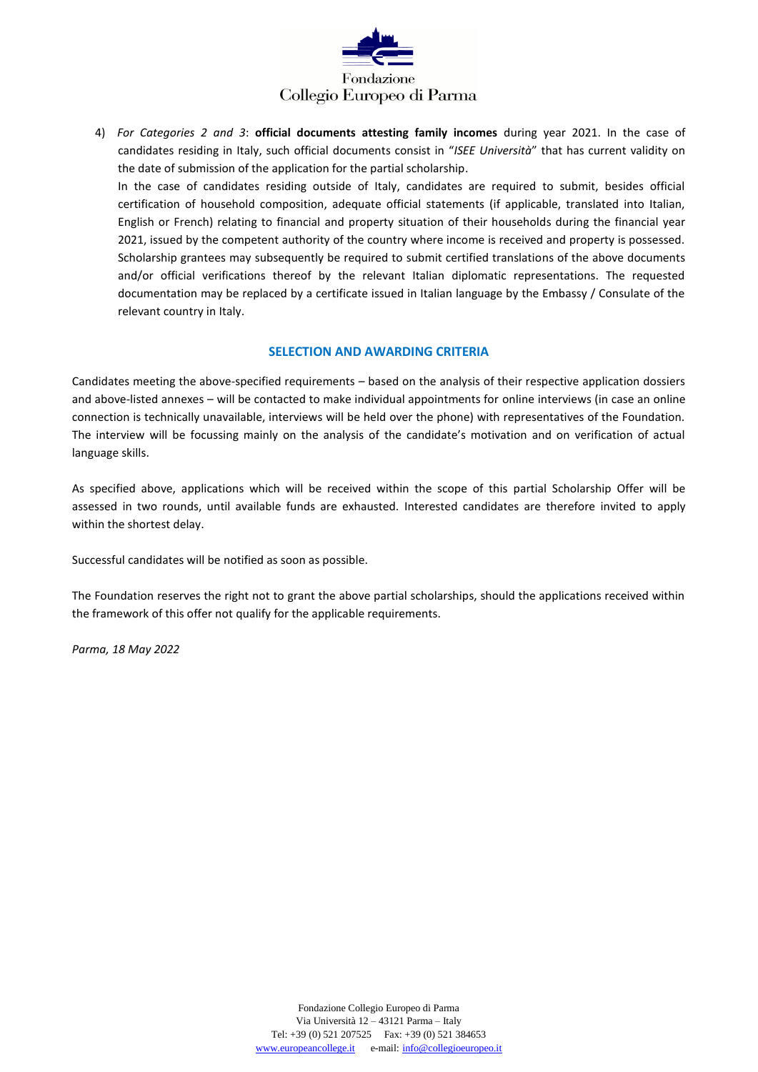4) *For Categories 2 and 3*: **official documents attesting family incomes** during year 2021. In the case of candidates residing in Italy, such official documents consist in "*ISEE Università*" that has current validity on the date of submission of the application for the partial scholarship.
   In the case of candidates residing outside of Italy, candidates are required to submit, besides official certification of household composition, adequate official statements (if applicable, translated into Italian, English or French) relating to financial and property situation of their households during the financial year 2021, issued by the competent authority of the country where income is received and property is possessed. Scholarship grantees may subsequently be required to submit certified translations of the above documents and/or official verifications thereof by the relevant Italian diplomatic representations. The requested documentation may be replaced by a certificate issued in Italian language by the Embassy / Consulate of the relevant country in Italy.

## SELECTION AND AWARDING CRITERIA

Candidates meeting the above-specified requirements – based on the analysis of their respective application dossiers and above-listed annexes – will be contacted to make individual appointments for online interviews (in case an online connection is technically unavailable, interviews will be held over the phone) with representatives of the Foundation. The interview will be focussing mainly on the analysis of the candidate's motivation and on verification of actual language skills.

As specified above, applications which will be received within the scope of this partial Scholarship Offer will be assessed in two rounds, until available funds are exhausted. Interested candidates are therefore invited to apply within the shortest delay.

Successful candidates will be notified as soon as possible.

The Foundation reserves the right not to grant the above partial scholarships, should the applications received within the framework of this offer not qualify for the applicable requirements.

*Parma, 18 May 2022*